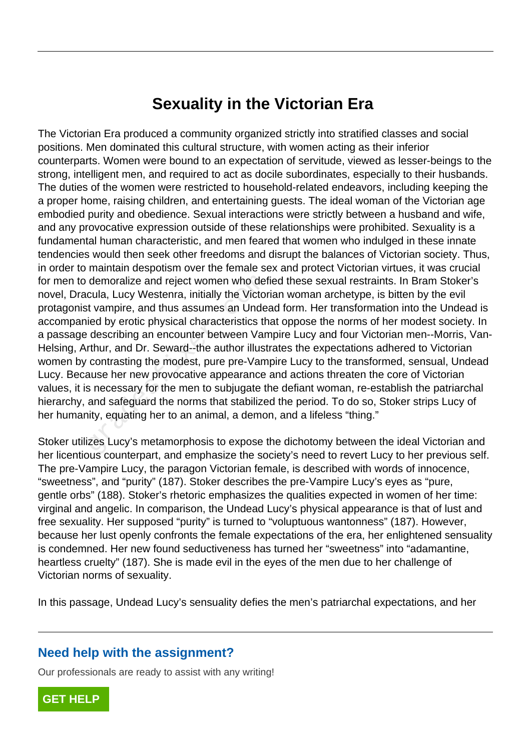# Sexuality in the Victorian Era

The Victorian Era produced a community organized strictly into stratified classes and social positions. Men dominated this cultural structure, with women acting as their inferior counterparts. Women were bound to an expectation of servitude, viewed as lesser-beings to the strong, intelligent men, and required to act as docile subordinates, especially to their husbands. The duties of the women were restricted to household-related endeavors, including keeping the a proper home, raising children, and entertaining guests. The ideal woman of the Victorian age embodied purity and obedience. Sexual interactions were strictly between a husband and wife, and any provocative expression outside of these relationships were prohibited. Sexuality is a fundamental human characteristic, and men feared that women who indulged in these innate tendencies would then seek other freedoms and disrupt the balances of Victorian society. Thus, in order to maintain despotism over the female sex and protect Victorian virtues, it was crucial for men to demoralize and reject women who defied these sexual restraints. In Bram Stoker's novel, Dracula, Lucy Westenra, initially the Victorian woman archetype, is bitten by the evil protagonist vampire, and thus assumes an Undead form. Her transformation into the Undead is accompanied by erotic physical characteristics that oppose the norms of her modest society. In a passage describing an encounter between Vampire Lucy and four Victorian men--Morris, Van-Helsing, Arthur, and Dr. Seward--the author illustrates the expectations adhered to Victorian women by contrasting the modest, pure pre-Vampire Lucy to the transformed, sensual, Undead Lucy. Because her new provocative appearance and actions threaten the core of Victorian values, it is necessary for the men to subjugate the defiant woman, re-establish the patriarchal hierarchy, and safeguard the norms that stabilized the period. To do so, Stoker strips Lucy of her humanity, equating her to an animal, a demon, and a lifeless "thing."

Stoker utilizes Lucy's metamorphosis to expose the dichotomy between the ideal Victorian and her licentious counterpart, and emphasize the society's need to revert Lucy to her previous self. The pre-Vampire Lucy, the paragon Victorian female, is described with words of innocence, "sweetness", and "purity" (187). Stoker describes the pre-Vampire Lucy's eyes as "pure, gentle orbs" (188). Stoker's rhetoric emphasizes the qualities expected in women of her time: virginal and angelic. In comparison, the Undead Lucy's physical appearance is that of lust and free sexuality. Her supposed "purity" is turned to "voluptuous wantonness" (187). However, because her lust openly confronts the female expectations of the era, her enlightened sensuality is condemned. Her new found seductiveness has turned her "sweetness" into "adamantine, heartless cruelty" (187). She is made evil in the eyes of the men due to her challenge of Victorian norms of sexuality.

In this passage, Undead Lucy's sensuality defies the men's patriarchal expectations, and her

## Need help with the assignment?

Our professionals are ready to assist with any writing!

GET HELP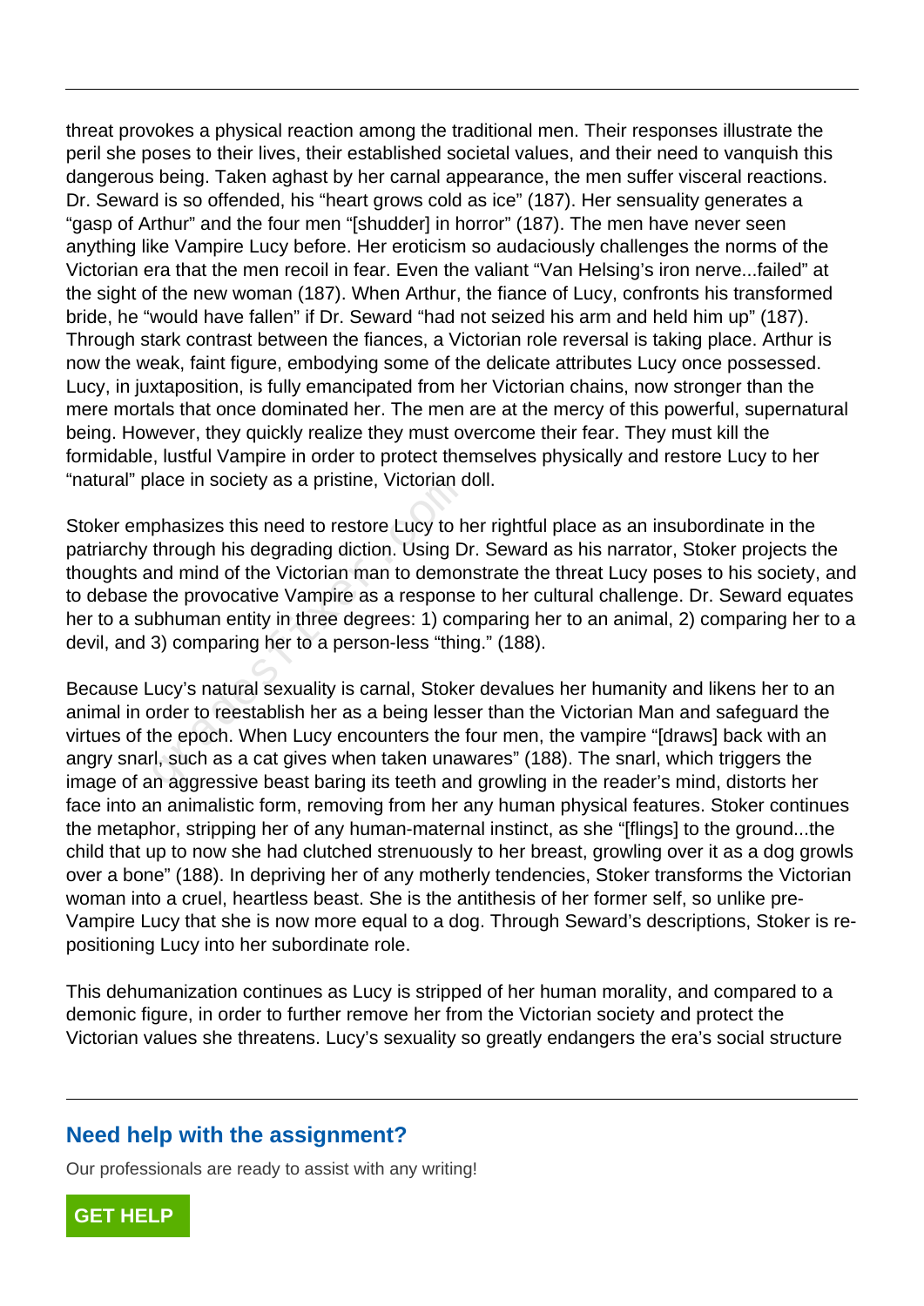threat provokes a physical reaction among the traditional men. Their responses illustrate the peril she poses to their lives, their established societal values, and their need to vanquish this dangerous being. Taken aghast by her carnal appearance, the men suffer visceral reactions. Dr. Seward is so offended, his "heart grows cold as ice" (187). Her sensuality generates a "gasp of Arthur" and the four men "[shudder] in horror" (187). The men have never seen anything like Vampire Lucy before. Her eroticism so audaciously challenges the norms of the Victorian era that the men recoil in fear. Even the valiant "Van Helsing's iron nerve...failed" at the sight of the new woman (187). When Arthur, the fiance of Lucy, confronts his transformed bride, he "would have fallen" if Dr. Seward "had not seized his arm and held him up" (187). Through stark contrast between the fiances, a Victorian role reversal is taking place. Arthur is now the weak, faint figure, embodying some of the delicate attributes Lucy once possessed. Lucy, in juxtaposition, is fully emancipated from her Victorian chains, now stronger than the mere mortals that once dominated her. The men are at the mercy of this powerful, supernatural being. However, they quickly realize they must overcome their fear. They must kill the formidable, lustful Vampire in order to protect themselves physically and restore Lucy to her "natural" place in society as a pristine, Victorian doll.

Stoker emphasizes this need to restore Lucy to her rightful place as an insubordinate in the patriarchy through his degrading diction. Using Dr. Seward as his narrator, Stoker projects the thoughts and mind of the Victorian man to demonstrate the threat Lucy poses to his society, and to debase the provocative Vampire as a response to her cultural challenge. Dr. Seward equates her to a subhuman entity in three degrees: 1) comparing her to an animal, 2) comparing her to a devil, and 3) comparing her to a person-less "thing." (188).

Because Lucy's natural sexuality is carnal, Stoker devalues her humanity and likens her to an animal in order to reestablish her as a being lesser than the Victorian Man and safeguard the virtues of the epoch. When Lucy encounters the four men, the vampire "[draws] back with an angry snarl, such as a cat gives when taken unawares" (188). The snarl, which triggers the image of an aggressive beast baring its teeth and growling in the reader's mind, distorts her face into an animalistic form, removing from her any human physical features. Stoker continues the metaphor, stripping her of any human-maternal instinct, as she "[flings] to the ground...the child that up to now she had clutched strenuously to her breast, growling over it as a dog growls over a bone" (188). In depriving her of any motherly tendencies, Stoker transforms the Victorian woman into a cruel, heartless beast. She is the antithesis of her former self, so unlike pre-Vampire Lucy that she is now more equal to a dog. Through Seward's descriptions, Stoker is re-positioning Lucy into her subordinate role.

This dehumanization continues as Lucy is stripped of her human morality, and compared to a demonic figure, in order to further remove her from the Victorian society and protect the Victorian values she threatens. Lucy's sexuality so greatly endangers the era's social structure

## Need help with the assignment?

Our professionals are ready to assist with any writing!

**GET HELP**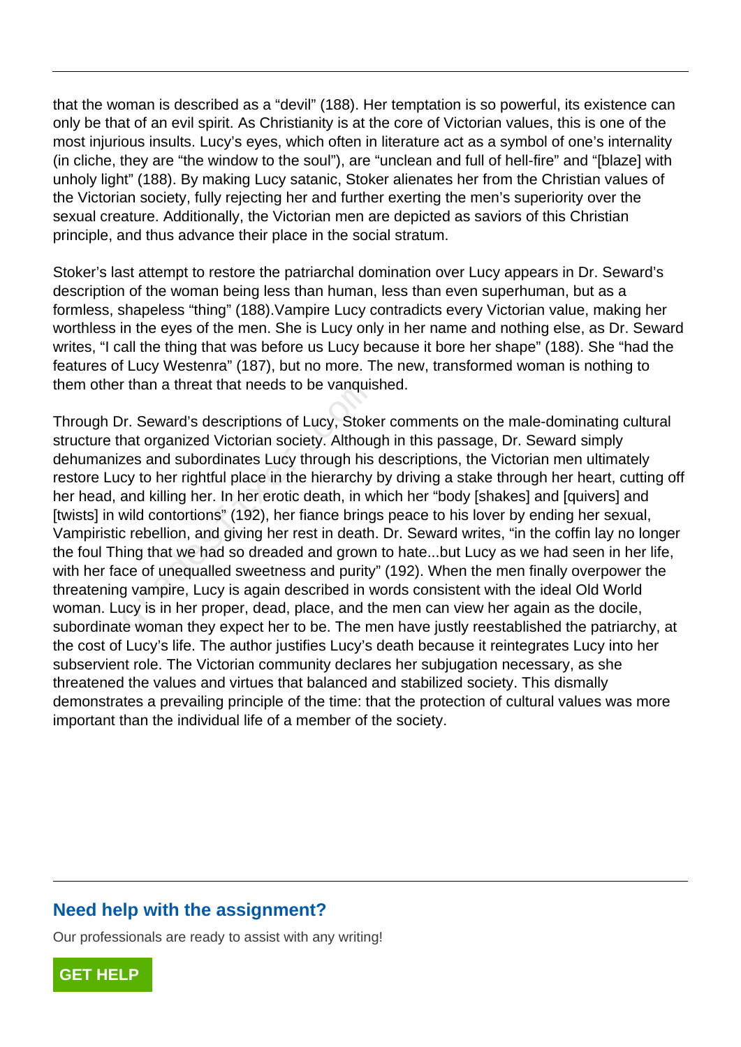that the woman is described as a "devil" (188). Her temptation is so powerful, its existence can only be that of an evil spirit. As Christianity is at the core of Victorian values, this is one of the most injurious insults. Lucy's eyes, which often in literature act as a symbol of one's internality (in cliche, they are "the window to the soul"), are "unclean and full of hell-fire" and "[blaze] with unholy light" (188). By making Lucy satanic, Stoker alienates her from the Christian values of the Victorian society, fully rejecting her and further exerting the men's superiority over the sexual creature. Additionally, the Victorian men are depicted as saviors of this Christian principle, and thus advance their place in the social stratum.

Stoker's last attempt to restore the patriarchal domination over Lucy appears in Dr. Seward's description of the woman being less than human, less than even superhuman, but as a formless, shapeless "thing" (188).Vampire Lucy contradicts every Victorian value, making her worthless in the eyes of the men. She is Lucy only in her name and nothing else, as Dr. Seward writes, "I call the thing that was before us Lucy because it bore her shape" (188). She "had the features of Lucy Westenra" (187), but no more. The new, transformed woman is nothing to them other than a threat that needs to be vanquished.

Through Dr. Seward's descriptions of Lucy, Stoker comments on the male-dominating cultural structure that organized Victorian society. Although in this passage, Dr. Seward simply dehumanizes and subordinates Lucy through his descriptions, the Victorian men ultimately restore Lucy to her rightful place in the hierarchy by driving a stake through her heart, cutting off her head, and killing her. In her erotic death, in which her "body [shakes] and [quivers] and [twists] in wild contortions" (192), her fiance brings peace to his lover by ending her sexual, Vampiristic rebellion, and giving her rest in death. Dr. Seward writes, "in the coffin lay no longer the foul Thing that we had so dreaded and grown to hate...but Lucy as we had seen in her life, with her face of unequalled sweetness and purity" (192). When the men finally overpower the threatening vampire, Lucy is again described in words consistent with the ideal Old World woman. Lucy is in her proper, dead, place, and the men can view her again as the docile, subordinate woman they expect her to be. The men have justly reestablished the patriarchy, at the cost of Lucy's life. The author justifies Lucy's death because it reintegrates Lucy into her subservient role. The Victorian community declares her subjugation necessary, as she threatened the values and virtues that balanced and stabilized society. This dismally demonstrates a prevailing principle of the time: that the protection of cultural values was more important than the individual life of a member of the society.

## Need help with the assignment?

Our professionals are ready to assist with any writing!

GET HELP